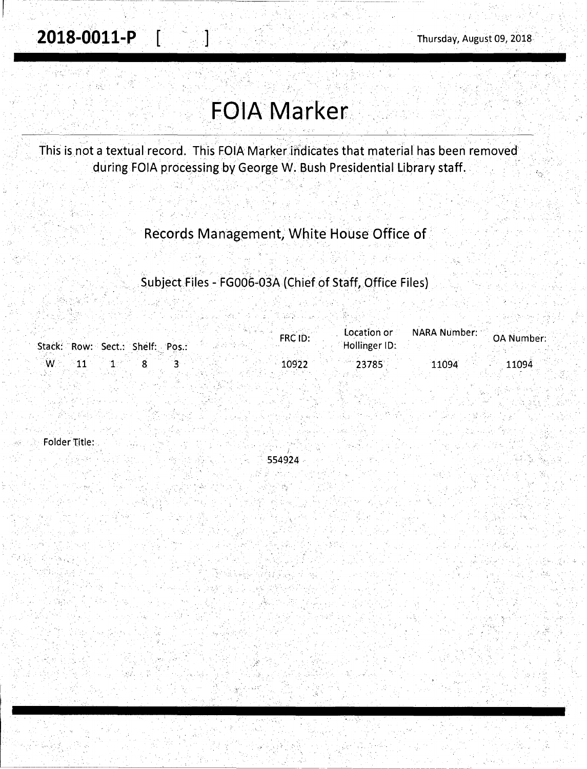**2018-0011-P** [ ]

Thursday, August 09, 2018

# FOIA Marker

This is not a textual record. This FOIA Marker indicates that material has been removed during FOIA processing by George W. Bush Presidential Library staff.

## Records Management, White House Office of

### Subject Files - FG006-03A (Chief of Staff, Office Files)

| Stack: | Row: | Sect.: | Shelf: | Pos.: | FRC ID: | Location or Hollinger ID: | NARA Number: | OA Number: |
|---|---|---|---|---|---|---|---|---|
| W | 11 | 1 | 8 | 3 | 10922 | 23785 | 11094 | 11094 |

Folder Title:

554924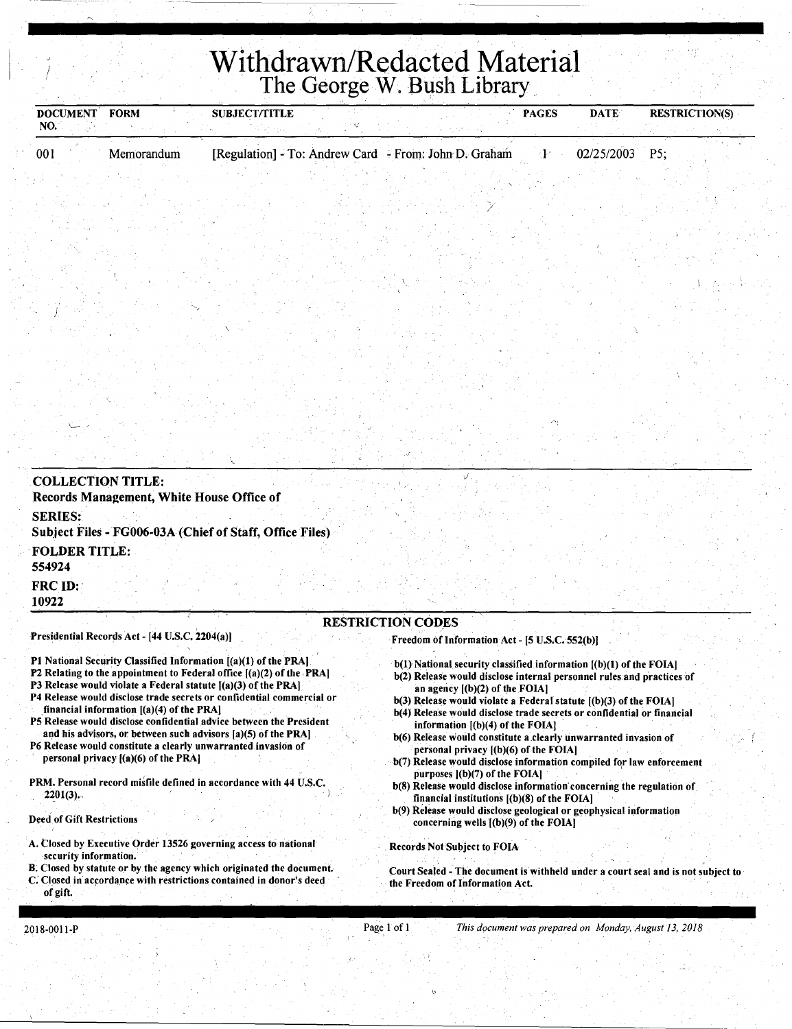# Withdrawn/Redacted Material
## The George W. Bush Library

| DOCUMENT NO. | FORM | SUBJECT/TITLE | PAGES | DATE | RESTRICTION(S) |
|---|---|---|---|---|---|
| 001 | Memorandum | [Regulation] - To: Andrew Card - From: John D. Graham | 1 | 02/25/2003 | P5; |

**COLLECTION TITLE:**
**Records Management, White House Office of**

**SERIES:**
**Subject Files - FG006-03A (Chief of Staff, Office Files)**

**FOLDER TITLE:**
**554924**

**FRC ID:**
**10922**

### RESTRICTION CODES

**Presidential Records Act - [44 U.S.C. 2204(a)]**

**P1 National Security Classified Information [(a)(1) of the PRA]**
**P2 Relating to the appointment to Federal office [(a)(2) of the PRA]**
**P3 Release would violate a Federal statute [(a)(3) of the PRA]**
**P4 Release would disclose trade secrets or confidential commercial or financial information [(a)(4) of the PRA]**
**P5 Release would disclose confidential advice between the President and his advisors, or between such advisors [a)(5) of the PRA]**
**P6 Release would constitute a clearly unwarranted invasion of personal privacy [(a)(6) of the PRA]**

**PRM. Personal record misfile defined in accordance with 44 U.S.C. 2201(3).**

**Deed of Gift Restrictions**

**A. Closed by Executive Order 13526 governing access to national security information.**
**B. Closed by statute or by the agency which originated the document.**
**C. Closed in accordance with restrictions contained in donor's deed of gift.**

**Freedom of Information Act - [5 U.S.C. 552(b)]**

**b(1) National security classified information [(b)(1) of the FOIA]**
**b(2) Release would disclose internal personnel rules and practices of an agency [(b)(2) of the FOIA]**
**b(3) Release would violate a Federal statute [(b)(3) of the FOIA]**
**b(4) Release would disclose trade secrets or confidential or financial information [(b)(4) of the FOIA]**
**b(6) Release would constitute a clearly unwarranted invasion of personal privacy [(b)(6) of the FOIA]**
**b(7) Release would disclose information compiled for law enforcement purposes [(b)(7) of the FOIA]**
**b(8) Release would disclose information concerning the regulation of financial institutions [(b)(8) of the FOIA]**
**b(9) Release would disclose geological or geophysical information concerning wells [(b)(9) of the FOIA]**

**Records Not Subject to FOIA**

**Court Sealed - The document is withheld under a court seal and is not subject to the Freedom of Information Act.**

2018-0011-P

*This document was prepared on Monday, August 13, 2018*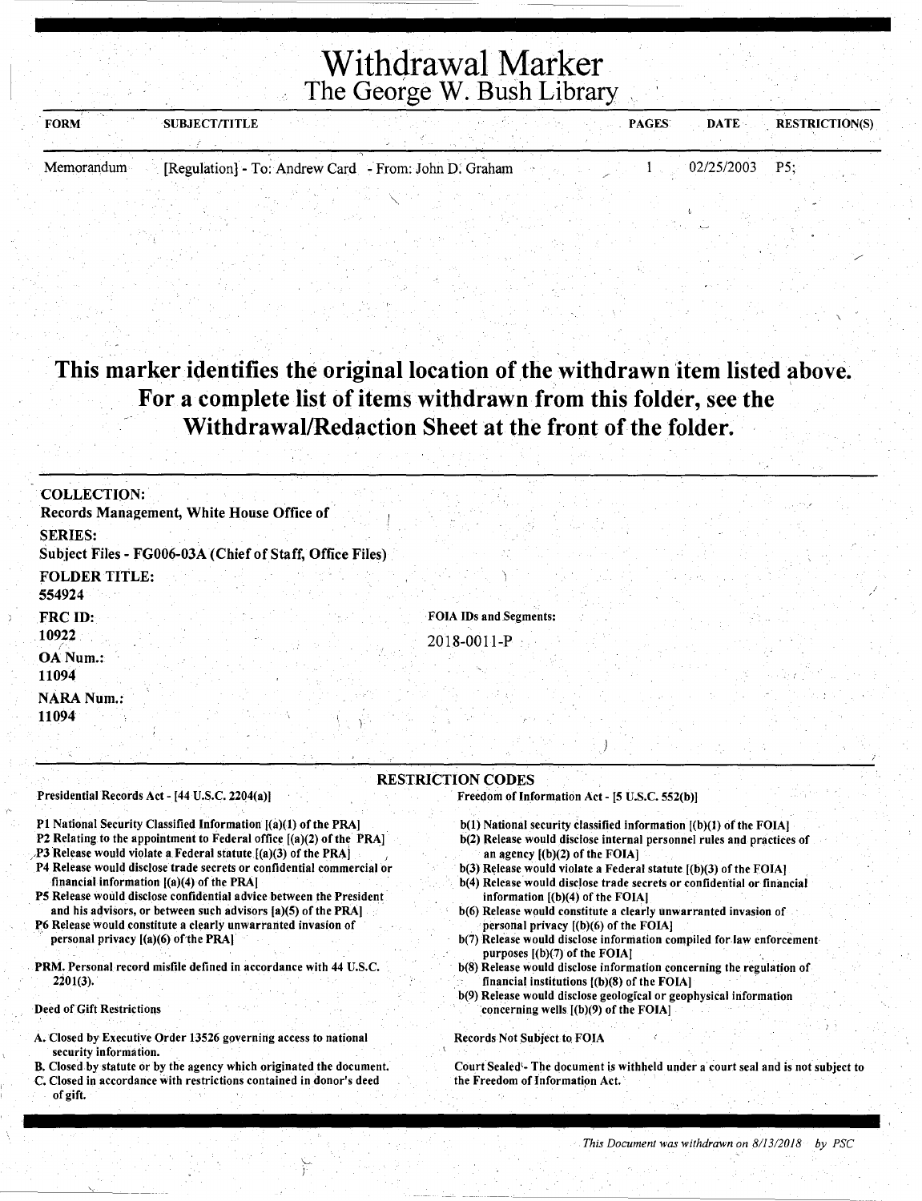# Withdrawal Marker
## The George W. Bush Library

| FORM | SUBJECT/TITLE | PAGES | DATE | RESTRICTION(S) |
|---|---|---|---|---|
| Memorandum | [Regulation] - To: Andrew Card - From: John D. Graham | 1 | 02/25/2003 | P5; |

**This marker identifies the original location of the withdrawn item listed above. For a complete list of items withdrawn from this folder, see the Withdrawal/Redaction Sheet at the front of the folder.**

**COLLECTION:**
Records Management, White House Office of

**SERIES:**
Subject Files - FG006-03A (Chief of Staff, Office Files)

**FOLDER TITLE:**
554924

**FRC ID:**
10922

**OA Num.:**
11094

**NARA Num.:**
11094

**FOIA IDs and Segments:**
2018-0011-P

### RESTRICTION CODES

Presidential Records Act - [44 U.S.C. 2204(a)]

P1 National Security Classified Information [(a)(1) of the PRA]
P2 Relating to the appointment to Federal office [(a)(2) of the PRA]
P3 Release would violate a Federal statute [(a)(3) of the PRA]
P4 Release would disclose trade secrets or confidential commercial or financial information [(a)(4) of the PRA]
P5 Release would disclose confidential advice between the President and his advisors, or between such advisors [a)(5) of the PRA]
P6 Release would constitute a clearly unwarranted invasion of personal privacy [(a)(6) of the PRA]

PRM. Personal record misfile defined in accordance with 44 U.S.C. 2201(3).

Deed of Gift Restrictions

A. Closed by Executive Order 13526 governing access to national security information.
B. Closed by statute or by the agency which originated the document.
C. Closed in accordance with restrictions contained in donor's deed of gift.

Freedom of Information Act - [5 U.S.C. 552(b)]

b(1) National security classified information [(b)(1) of the FOIA]
b(2) Release would disclose internal personnel rules and practices of an agency [(b)(2) of the FOIA]
b(3) Release would violate a Federal statute [(b)(3) of the FOIA]
b(4) Release would disclose trade secrets or confidential or financial information [(b)(4) of the FOIA]
b(6) Release would constitute a clearly unwarranted invasion of personal privacy [(b)(6) of the FOIA]
b(7) Release would disclose information compiled for law enforcement purposes [(b)(7) of the FOIA]
b(8) Release would disclose information concerning the regulation of financial institutions [(b)(8) of the FOIA]
b(9) Release would disclose geological or geophysical information concerning wells [(b)(9) of the FOIA]

Records Not Subject to FOIA

Court Sealed - The document is withheld under a court seal and is not subject to the Freedom of Information Act.

*This Document was withdrawn on 8/13/2018 by PSC*